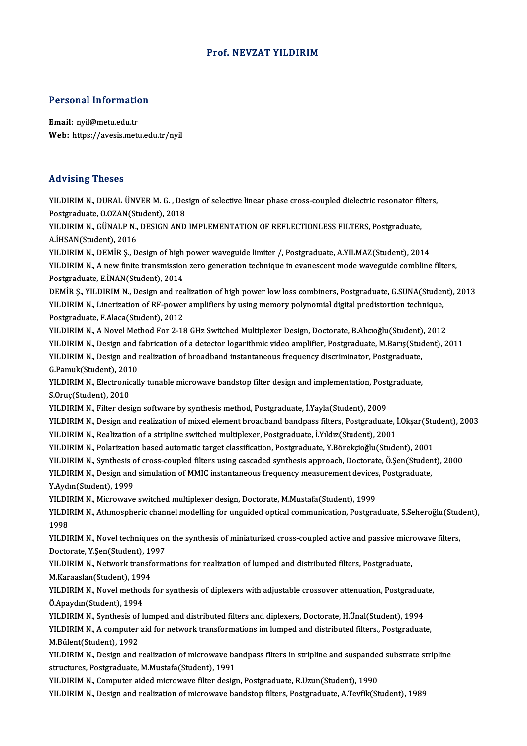# Prof. NEVZAT YILDIRIM

## Personal Information

**Email:** nyil@metu.edu.tr
**Web:** https://avesis.metu.edu.tr/nyil

## Advising Theses

YILDIRIM N., DURAL ÜNVER M. G. , Design of selective linear phase cross-coupled dielectric resonator filters, Postgraduate, O.OZAN(Student), 2018

YILDIRIM N., GÜNALP N., DESIGN AND IMPLEMENTATION OF REFLECTIONLESS FILTERS, Postgraduate, A.İHSAN(Student), 2016

YILDIRIM N., DEMİR Ş., Design of high power waveguide limiter /, Postgraduate, A.YILMAZ(Student), 2014

YILDIRIM N., A new finite transmission zero generation technique in evanescent mode waveguide combline filters, Postgraduate, E.İNAN(Student), 2014

DEMİR Ş., YILDIRIM N., Design and realization of high power low loss combiners, Postgraduate, G.SUNA(Student), 2013

YILDIRIM N., Linerization of RF-power amplifiers by using memory polynomial digital predistortion technique, Postgraduate, F.Alaca(Student), 2012

YILDIRIM N., A Novel Method For 2-18 GHz Switched Multiplexer Design, Doctorate, B.Alıcıoğlu(Student), 2012

YILDIRIM N., Design and fabrication of a detector logarithmic video amplifier, Postgraduate, M.Barış(Student), 2011

YILDIRIM N., Design and realization of broadband instantaneous frequency discriminator, Postgraduate, G.Pamuk(Student), 2010

YILDIRIM N., Electronically tunable microwave bandstop filter design and implementation, Postgraduate, S.Oruç(Student), 2010

YILDIRIM N., Filter design software by synthesis method, Postgraduate, İ.Yayla(Student), 2009

YILDIRIM N., Design and realization of mixed element broadband bandpass filters, Postgraduate, İ.Okşar(Student), 2003

YILDIRIM N., Realization of a stripline switched multiplexer, Postgraduate, İ.Yıldız(Student), 2001

YILDIRIM N., Polarization based automatic target classification, Postgraduate, Y.Börekçioğlu(Student), 2001

YILDIRIM N., Synthesis of cross-coupled filters using cascaded synthesis approach, Doctorate, Ö.Şen(Student), 2000

YILDIRIM N., Design and simulation of MMIC instantaneous frequency measurement devices, Postgraduate, Y.Aydın(Student), 1999

YILDIRIM N., Microwave switched multiplexer design, Doctorate, M.Mustafa(Student), 1999

YILDIRIM N., Athmospheric channel modelling for unguided optical communication, Postgraduate, S.Seheroğlu(Student), 1998

YILDIRIM N., Novel techniques on the synthesis of miniaturized cross-coupled active and passive microwave filters, Doctorate, Y.Şen(Student), 1997

YILDIRIM N., Network transformations for realization of lumped and distributed filters, Postgraduate, M.Karaaslan(Student), 1994

YILDIRIM N., Novel methods for synthesis of diplexers with adjustable crossover attenuation, Postgraduate, Ö.Apaydın(Student), 1994

YILDIRIM N., Synthesis of lumped and distributed filters and diplexers, Doctorate, H.Ünal(Student), 1994

YILDIRIM N., A computer aid for network transformations im lumped and distributed filters., Postgraduate, M.Bülent(Student), 1992

YILDIRIM N., Design and realization of microwave bandpass filters in stripline and suspanded substrate stripline structures, Postgraduate, M.Mustafa(Student), 1991

YILDIRIM N., Computer aided microwave filter design, Postgraduate, R.Uzun(Student), 1990

YILDIRIM N., Design and realization of microwave bandstop filters, Postgraduate, A.Tevfik(Student), 1989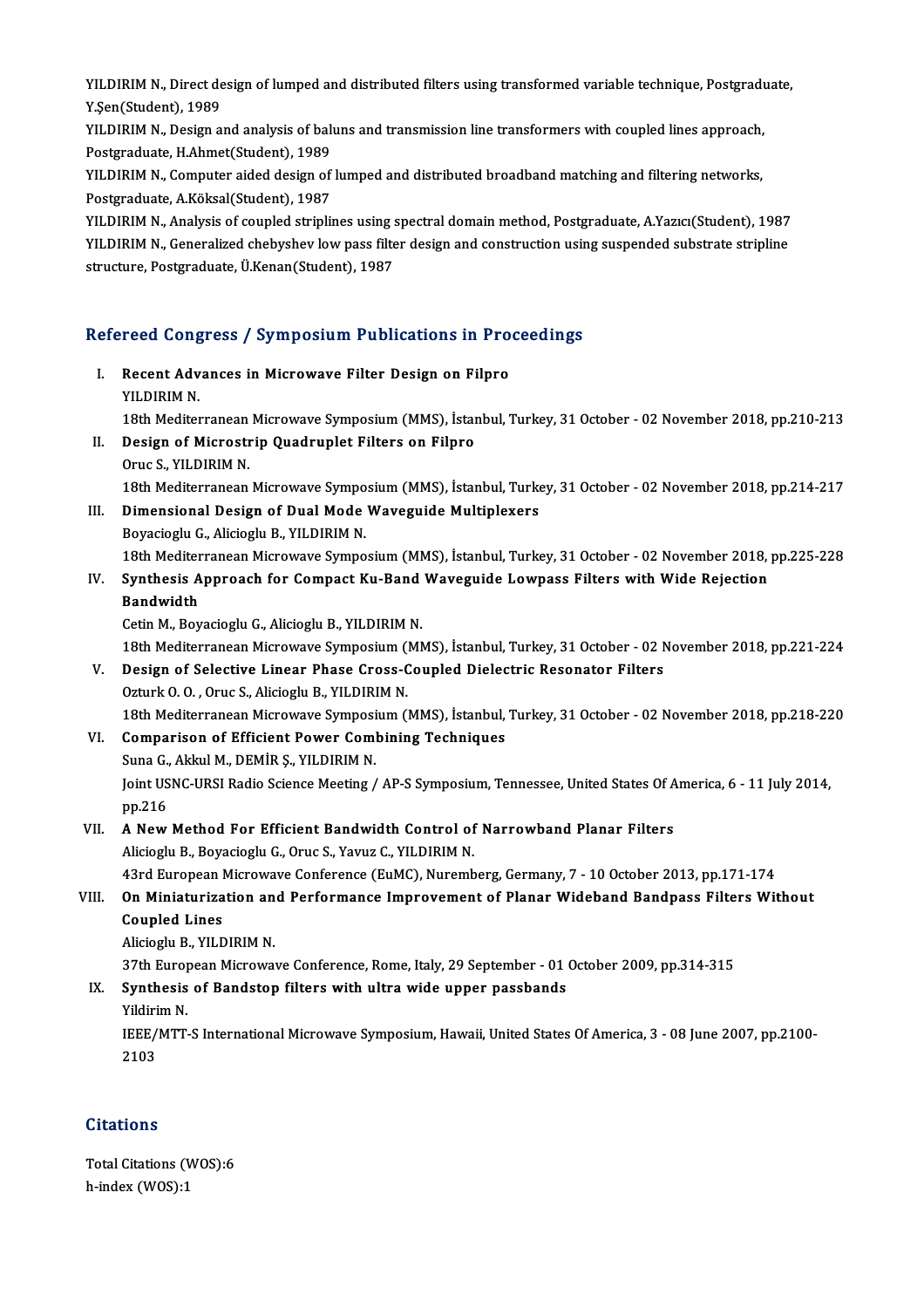YILDIRIM N., Direct design of lumped and distributed filters using transformed variable technique, Postgraduate, Y.Şen(Student), 1989

YILDIRIM N., Design and analysis of baluns and transmission line transformers with coupled lines approach, Postgraduate, H.Ahmet(Student), 1989

YILDIRIM N., Computer aided design of lumped and distributed broadband matching and filtering networks, Postgraduate, A.Köksal(Student), 1987

YILDIRIM N., Analysis of coupled striplines using spectral domain method, Postgraduate, A.Yazıcı(Student), 1987

YILDIRIM N., Generalized chebyshev low pass filter design and construction using suspended substrate stripline structure, Postgraduate, Ü.Kenan(Student), 1987

## Refereed Congress / Symposium Publications in Proceedings

I. **Recent Advances in Microwave Filter Design on Filpro**
YILDIRIM N.
18th Mediterranean Microwave Symposium (MMS), İstanbul, Turkey, 31 October - 02 November 2018, pp.210-213

II. **Design of Microstrip Quadruplet Filters on Filpro**
Oruc S., YILDIRIM N.
18th Mediterranean Microwave Symposium (MMS), İstanbul, Turkey, 31 October - 02 November 2018, pp.214-217

III. **Dimensional Design of Dual Mode Waveguide Multiplexers**
Boyacioglu G., Alicioglu B., YILDIRIM N.
18th Mediterranean Microwave Symposium (MMS), İstanbul, Turkey, 31 October - 02 November 2018, pp.225-228

IV. **Synthesis Approach for Compact Ku-Band Waveguide Lowpass Filters with Wide Rejection Bandwidth**
Cetin M., Boyacioglu G., Alicioglu B., YILDIRIM N.
18th Mediterranean Microwave Symposium (MMS), İstanbul, Turkey, 31 October - 02 November 2018, pp.221-224

V. **Design of Selective Linear Phase Cross-Coupled Dielectric Resonator Filters**
Ozturk O. O. , Oruc S., Alicioglu B., YILDIRIM N.
18th Mediterranean Microwave Symposium (MMS), İstanbul, Turkey, 31 October - 02 November 2018, pp.218-220

VI. **Comparison of Efficient Power Combining Techniques**
Suna G., Akkul M., DEMİR Ş., YILDIRIM N.
Joint USNC-URSI Radio Science Meeting / AP-S Symposium, Tennessee, United States Of America, 6 - 11 July 2014, pp.216

VII. **A New Method For Efficient Bandwidth Control of Narrowband Planar Filters**
Alicioglu B., Boyacioglu G., Oruc S., Yavuz C., YILDIRIM N.
43rd European Microwave Conference (EuMC), Nuremberg, Germany, 7 - 10 October 2013, pp.171-174

VIII. **On Miniaturization and Performance Improvement of Planar Wideband Bandpass Filters Without Coupled Lines**
Alicioglu B., YILDIRIM N.
37th European Microwave Conference, Rome, Italy, 29 September - 01 October 2009, pp.314-315

IX. **Synthesis of Bandstop filters with ultra wide upper passbands**
Yildirim N.
IEEE/MTT-S International Microwave Symposium, Hawaii, United States Of America, 3 - 08 June 2007, pp.2100-2103

## Citations

Total Citations (WOS):6
h-index (WOS):1